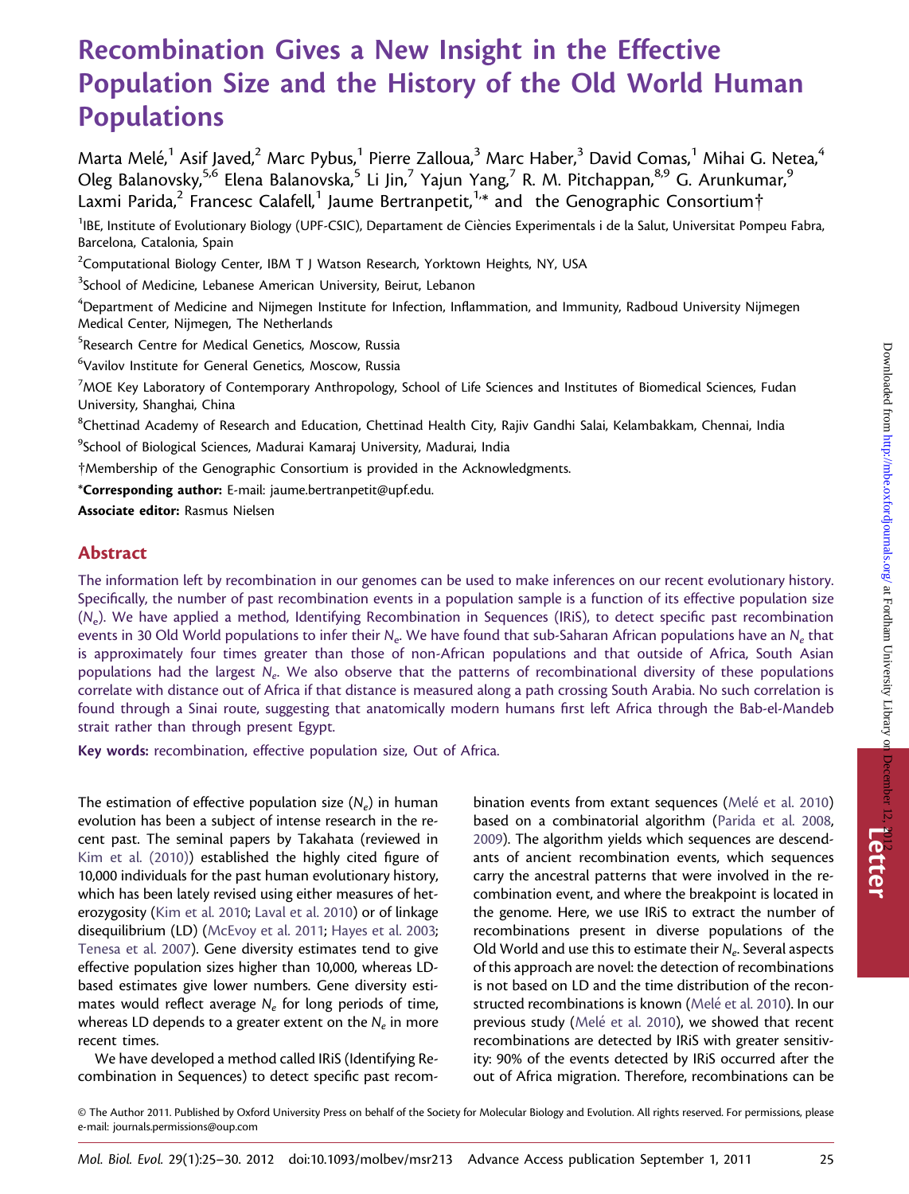# Recombination Gives a New Insight in the Effective Population Size and the History of the Old World Human Populations

Marta Melé,[1] Asif Javed,[2] Marc Pybus,[1] Pierre Zalloua,[3] Marc Haber,[3] David Comas,[1] Mihai G. Netea,[4] Oleg Balanovsky,[5,6] Elena Balanovska,[5] Li Jin,[7] Yajun Yang,[7] R. M. Pitchappan,[8,9] G. Arunkumar,[9] Laxmi Parida,[2] Francesc Calafell,[1] Jaume Bertranpetit,[1,*] and the Genographic Consortium†

[1]IBE, Institute of Evolutionary Biology (UPF-CSIC), Departament de Ciències Experimentals i de la Salut, Universitat Pompeu Fabra, Barcelona, Catalonia, Spain

[2]Computational Biology Center, IBM T J Watson Research, Yorktown Heights, NY, USA

[3]School of Medicine, Lebanese American University, Beirut, Lebanon

[4]Department of Medicine and Nijmegen Institute for Infection, Inflammation, and Immunity, Radboud University Nijmegen Medical Center, Nijmegen, The Netherlands

[5]Research Centre for Medical Genetics, Moscow, Russia

[6]Vavilov Institute for General Genetics, Moscow, Russia

[7]MOE Key Laboratory of Contemporary Anthropology, School of Life Sciences and Institutes of Biomedical Sciences, Fudan University, Shanghai, China

[8]Chettinad Academy of Research and Education, Chettinad Health City, Rajiv Gandhi Salai, Kelambakkam, Chennai, India

[9]School of Biological Sciences, Madurai Kamaraj University, Madurai, India

†Membership of the Genographic Consortium is provided in the Acknowledgments.

*__Corresponding author:__ E-mail: jaume.bertranpetit@upf.edu.

**Associate editor:** Rasmus Nielsen

## Abstract

The information left by recombination in our genomes can be used to make inferences on our recent evolutionary history. Specifically, the number of past recombination events in a population sample is a function of its effective population size ($N_e$). We have applied a method, Identifying Recombination in Sequences (IRiS), to detect specific past recombination events in 30 Old World populations to infer their $N_e$. We have found that sub-Saharan African populations have an $N_e$ that is approximately four times greater than those of non-African populations and that outside of Africa, South Asian populations had the largest $N_e$. We also observe that the patterns of recombinational diversity of these populations correlate with distance out of Africa if that distance is measured along a path crossing South Arabia. No such correlation is found through a Sinai route, suggesting that anatomically modern humans first left Africa through the Bab-el-Mandeb strait rather than through present Egypt.

**Key words:** recombination, effective population size, Out of Africa.

The estimation of effective population size ($N_e$) in human evolution has been a subject of intense research in the recent past. The seminal papers by Takahata (reviewed in Kim et al. (2010)) established the highly cited figure of 10,000 individuals for the past human evolutionary history, which has been lately revised using either measures of heterozygosity (Kim et al. 2010; Laval et al. 2010) or of linkage disequilibrium (LD) (McEvoy et al. 2011; Hayes et al. 2003; Tenesa et al. 2007). Gene diversity estimates tend to give effective population sizes higher than 10,000, whereas LD-based estimates give lower numbers. Gene diversity estimates would reflect average $N_e$ for long periods of time, whereas LD depends to a greater extent on the $N_e$ in more recent times.

We have developed a method called IRiS (Identifying Recombination in Sequences) to detect specific past recombination events from extant sequences (Melé et al. 2010) based on a combinatorial algorithm (Parida et al. 2008, 2009). The algorithm yields which sequences are descendants of ancient recombination events, which sequences carry the ancestral patterns that were involved in the recombination event, and where the breakpoint is located in the genome. Here, we use IRiS to extract the number of recombinations present in diverse populations of the Old World and use this to estimate their $N_e$. Several aspects of this approach are novel: the detection of recombinations is not based on LD and the time distribution of the reconstructed recombinations is known (Melé et al. 2010). In our previous study (Melé et al. 2010), we showed that recent recombinations are detected by IRiS with greater sensitivity: 90% of the events detected by IRiS occurred after the out of Africa migration. Therefore, recombinations can be

© The Author 2011. Published by Oxford University Press on behalf of the Society for Molecular Biology and Evolution. All rights reserved. For permissions, please e-mail: journals.permissions@oup.com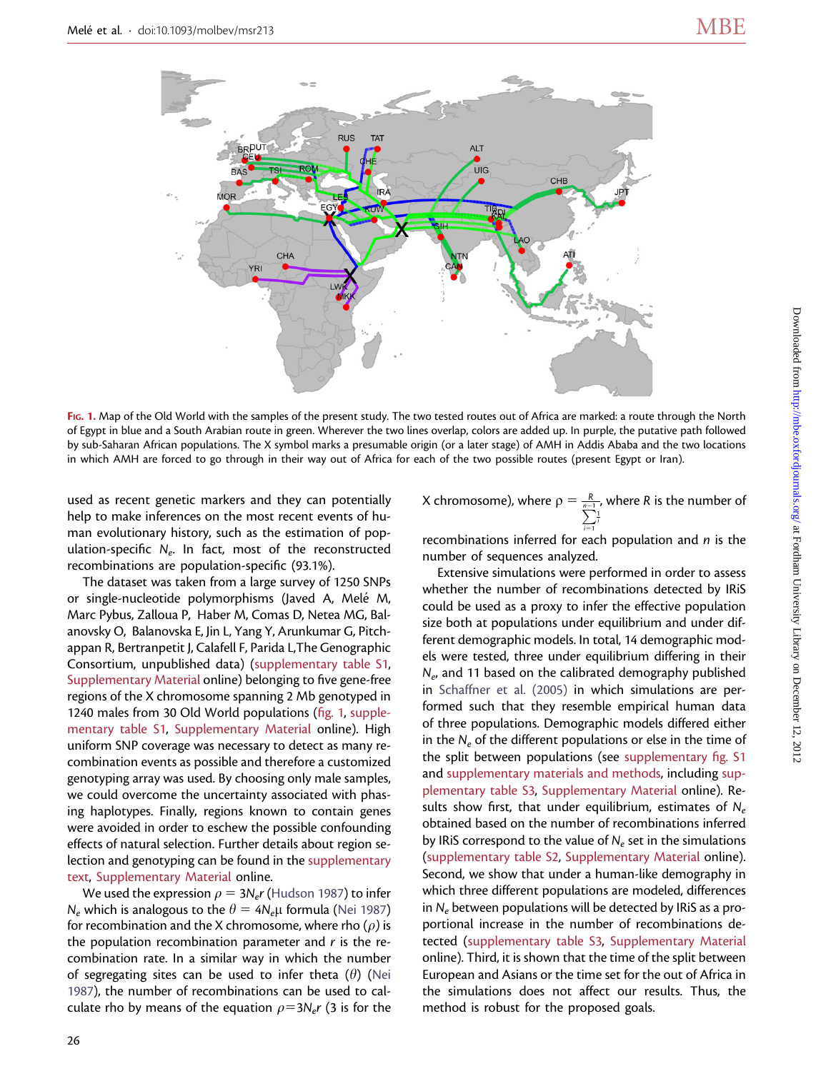FIG. 1. Map of the Old World with the samples of the present study. The two tested routes out of Africa are marked: a route through the North of Egypt in blue and a South Arabian route in green. Wherever the two lines overlap, colors are added up. In purple, the putative path followed by sub-Saharan African populations. The X symbol marks a presumable origin (or a later stage) of AMH in Addis Ababa and the two locations in which AMH are forced to go through in their way out of Africa for each of the two possible routes (present Egypt or Iran).

used as recent genetic markers and they can potentially help to make inferences on the most recent events of human evolutionary history, such as the estimation of population-specific $N_e$. In fact, most of the reconstructed recombinations are population-specific (93.1%).

The dataset was taken from a large survey of 1250 SNPs or single-nucleotide polymorphisms (Javed A, Melé M, Marc Pybus, Zalloua P, Haber M, Comas D, Netea MG, Balanovsky O, Balanovska E, Jin L, Yang Y, Arunkumar G, Pitchappan R, Bertranpetit J, Calafell F, Parida L,The Genographic Consortium, unpublished data) (supplementary table S1, Supplementary Material online) belonging to five gene-free regions of the X chromosome spanning 2 Mb genotyped in 1240 males from 30 Old World populations (fig. 1, supplementary table S1, Supplementary Material online). High uniform SNP coverage was necessary to detect as many recombination events as possible and therefore a customized genotyping array was used. By choosing only male samples, we could overcome the uncertainty associated with phasing haplotypes. Finally, regions known to contain genes were avoided in order to eschew the possible confounding effects of natural selection. Further details about region selection and genotyping can be found in the supplementary text, Supplementary Material online.

We used the expression $\rho = 3N_e r$ (Hudson 1987) to infer $N_e$ which is analogous to the $\theta = 4N_e\mu$ formula (Nei 1987) for recombination and the X chromosome, where rho ($\rho$) is the population recombination parameter and $r$ is the recombination rate. In a similar way in which the number of segregating sites can be used to infer theta ($\theta$) (Nei 1987), the number of recombinations can be used to calculate rho by means of the equation $\rho = 3N_e r$ (3 is for the X chromosome), where $\rho = \frac{R}{\sum_{i=1}^{n-1} \frac{1}{i}}$, where $R$ is the number of recombinations inferred for each population and $n$ is the number of sequences analyzed.

Extensive simulations were performed in order to assess whether the number of recombinations detected by IRiS could be used as a proxy to infer the effective population size both under equilibrium and under different demographic models. In total, 14 demographic models were tested, three under equilibrium differing in their $N_e$, and 11 based on the calibrated demography published in Schaffner et al. (2005) in which simulations are performed such that they resemble empirical human data of three populations. Demographic models differed either in the $N_e$ of the different populations or else in the time of the split between populations (see supplementary fig. S1 and supplementary materials and methods, including supplementary table S3, Supplementary Material online). Results show first, that under equilibrium, estimates of $N_e$ obtained based on the number of recombinations inferred by IRiS correspond to the value of $N_e$ set in the simulations (supplementary table S2, Supplementary Material online). Second, we show that under a human-like demography in which three different populations are modeled, differences in $N_e$ between populations will be detected by IRiS as a proportional increase in the number of recombinations detected (supplementary table S3, Supplementary Material online). Third, it is shown that the time of the split between European and Asians or the time set for the out of Africa in the simulations does not affect our results. Thus, the method is robust for the proposed goals.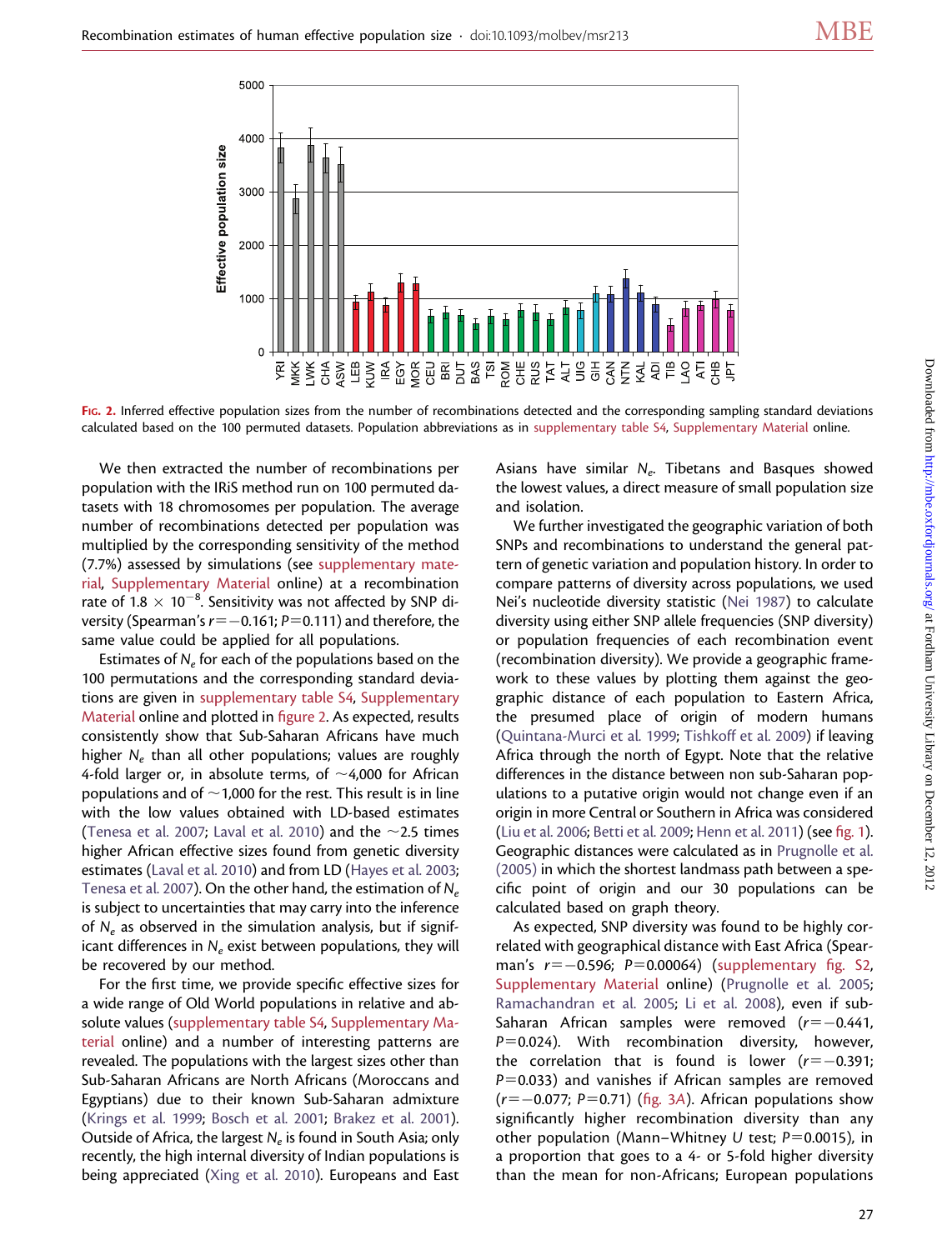FIG. 2. Inferred effective population sizes from the number of recombinations detected and the corresponding sampling standard deviations calculated based on the 100 permuted datasets. Population abbreviations as in supplementary table S4, Supplementary Material online.

We then extracted the number of recombinations per population with the IRiS method run on 100 permuted datasets with 18 chromosomes per population. The average number of recombinations detected per population was multiplied by the corresponding sensitivity of the method (7.7%) assessed by simulations (see supplementary material, Supplementary Material online) at a recombination rate of $1.8 \times 10^{-8}$. Sensitivity was not affected by SNP diversity (Spearman's $r = -0.161$; $P = 0.111$) and therefore, the same value could be applied for all populations.

Estimates of $N_e$ for each of the populations based on the 100 permutations and the corresponding standard deviations are given in supplementary table S4, Supplementary Material online and plotted in figure 2. As expected, results consistently show that Sub-Saharan Africans have much higher $N_e$ than all other populations; values are roughly 4-fold larger or, in absolute terms, of ~4,000 for African populations and of ~1,000 for the rest. This result is in line with the low values obtained with LD-based estimates (Tenesa et al. 2007; Laval et al. 2010) and the ~2.5 times higher African effective sizes found from genetic diversity estimates (Laval et al. 2010) and from LD (Hayes et al. 2003; Tenesa et al. 2007). On the other hand, the estimation of $N_e$ is subject to uncertainties that may carry into the inference of $N_e$ as observed in the simulation analysis, but if significant differences in $N_e$ exist between populations, they will be recovered by our method.

For the first time, we provide specific effective sizes for a wide range of Old World populations in relative and absolute values (supplementary table S4, Supplementary Material online) and a number of interesting patterns are revealed. The populations with the largest sizes other than Sub-Saharan Africans are North Africans (Moroccans and Egyptians) due to their known Sub-Saharan admixture (Krings et al. 1999; Bosch et al. 2001; Brakez et al. 2001). Outside of Africa, the largest $N_e$ is found in South Asia; only recently, the high internal diversity of Indian populations is being appreciated (Xing et al. 2010). Europeans and East Asians have similar $N_e$. Tibetans and Basques showed the lowest values, a direct measure of small population size and isolation.

We further investigated the geographic variation of both SNPs and recombinations to understand the general pattern of genetic variation and population history. In order to compare patterns of diversity across populations, we used Nei's nucleotide diversity statistic (Nei 1987) to calculate diversity using either SNP allele frequencies (SNP diversity) or population frequencies of each recombination event (recombination diversity). We provide a geographic framework to these values by plotting them against the geographic distance of each population to Eastern Africa, the presumed place of origin of modern humans (Quintana-Murci et al. 1999; Tishkoff et al. 2009) if leaving Africa through the north of Egypt. Note that the relative differences in the distance between non sub-Saharan populations to a putative origin would not change even if an origin in more Central or Southern in Africa was considered (Liu et al. 2006; Betti et al. 2009; Henn et al. 2011) (see fig. 1). Geographic distances were calculated as in Prugnolle et al. (2005) in which the shortest landmass path between a specific point of origin and our 30 populations can be calculated based on graph theory.

As expected, SNP diversity was found to be highly correlated with geographical distance with East Africa (Spearman's $r = -0.596$; $P = 0.00064$) (supplementary fig. S2, Supplementary Material online) (Prugnolle et al. 2005; Ramachandran et al. 2005; Li et al. 2008), even if sub-Saharan African samples were removed ($r = -0.441$, $P = 0.024$). With recombination diversity, however, the correlation that is found is lower ($r = -0.391$; $P = 0.033$) and vanishes if African samples are removed ($r = -0.077$; $P = 0.71$) (fig. 3A). African populations show significantly higher recombination diversity than any other population (Mann–Whitney U test; $P = 0.0015$), in a proportion that goes to a 4- or 5-fold higher diversity than the mean for non-Africans; European populations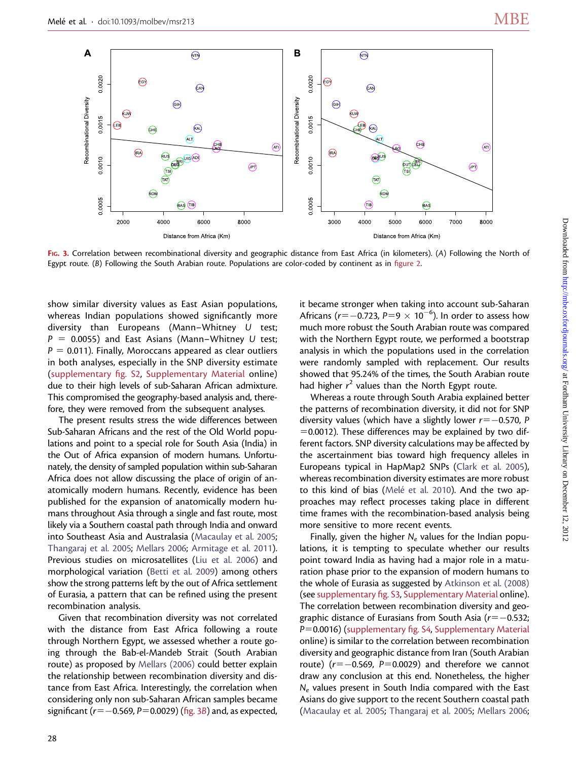**Fig. 3.** Correlation between recombinational diversity and geographic distance from East Africa (in kilometers). (A) Following the North of Egypt route. (B) Following the South Arabian route. Populations are color-coded by continent as in figure 2.

show similar diversity values as East Asian populations, whereas Indian populations showed significantly more diversity than Europeans (Mann–Whitney U test; $P = 0.0055$) and East Asians (Mann–Whitney U test; $P = 0.011$). Finally, Moroccans appeared as clear outliers in both analyses, especially in the SNP diversity estimate (supplementary fig. S2, Supplementary Material online) due to their high levels of sub-Saharan African admixture. This compromised the geography-based analysis and, therefore, they were removed from the subsequent analyses.

The present results stress the wide differences between Sub-Saharan Africans and the rest of the Old World populations and point to a special role for South Asia (India) in the Out of Africa expansion of modern humans. Unfortunately, the density of sampled population within sub-Saharan Africa does not allow discussing the place of origin of anatomically modern humans. Recently, evidence has been published for the expansion of anatomically modern humans throughout Asia through a single and fast route, most likely via a Southern coastal path through India and onward into Southeast Asia and Australasia (Macaulay et al. 2005; Thangaraj et al. 2005; Mellars 2006; Armitage et al. 2011). Previous studies on microsatellites (Liu et al. 2006) and morphological variation (Betti et al. 2009) among others show the strong patterns left by the out of Africa settlement of Eurasia, a pattern that can be refined using the present recombination analysis.

Given that recombination diversity was not correlated with the distance from East Africa following a route through Northern Egypt, we assessed whether a route going through the Bab-el-Mandeb Strait (South Arabian route) as proposed by Mellars (2006) could better explain the relationship between recombination diversity and distance from East Africa. Interestingly, the correlation when considering only non sub-Saharan African samples became significant ($r = -0.569$, $P = 0.0029$) (fig. 3B) and, as expected, it became stronger when taking into account sub-Saharan Africans ($r = -0.723$, $P = 9 \times 10^{-6}$). In order to assess how much more robust the South Arabian route was compared with the Northern Egypt route, we performed a bootstrap analysis in which the populations used in the correlation were randomly sampled with replacement. Our results showed that 95.24% of the times, the South Arabian route had higher $r^2$ values than the North Egypt route.

Whereas a route through South Arabia explained better the patterns of recombination diversity, it did not for SNP diversity values (which have a slightly lower $r = -0.570$, $P = 0.0012$). These differences may be explained by two different factors. SNP diversity calculations may be affected by the ascertainment bias toward high frequency alleles in Europeans typical in HapMap2 SNPs (Clark et al. 2005), whereas recombination diversity estimates are more robust to this kind of bias (Melé et al. 2010). And the two approaches may reflect processes taking place in different time frames with the recombination-based analysis being more sensitive to more recent events.

Finally, given the higher $N_e$ values for the Indian populations, it is tempting to speculate whether our results point toward India as having had a major role in a maturation phase prior to the expansion of modern humans to the whole of Eurasia as suggested by Atkinson et al. (2008) (see supplementary fig. S3, Supplementary Material online). The correlation between recombination diversity and geographic distance of Eurasians from South Asia ($r = -0.532$; $P = 0.0016$) (supplementary fig. S4, Supplementary Material online) is similar to the correlation between recombination diversity and geographic distance from Iran (South Arabian route) ($r = -0.569$, $P = 0.0029$) and therefore we cannot draw any conclusion at this end. Nonetheless, the higher $N_e$ values present in South India compared with the East Asians do give support to the recent Southern coastal path (Macaulay et al. 2005; Thangaraj et al. 2005; Mellars 2006;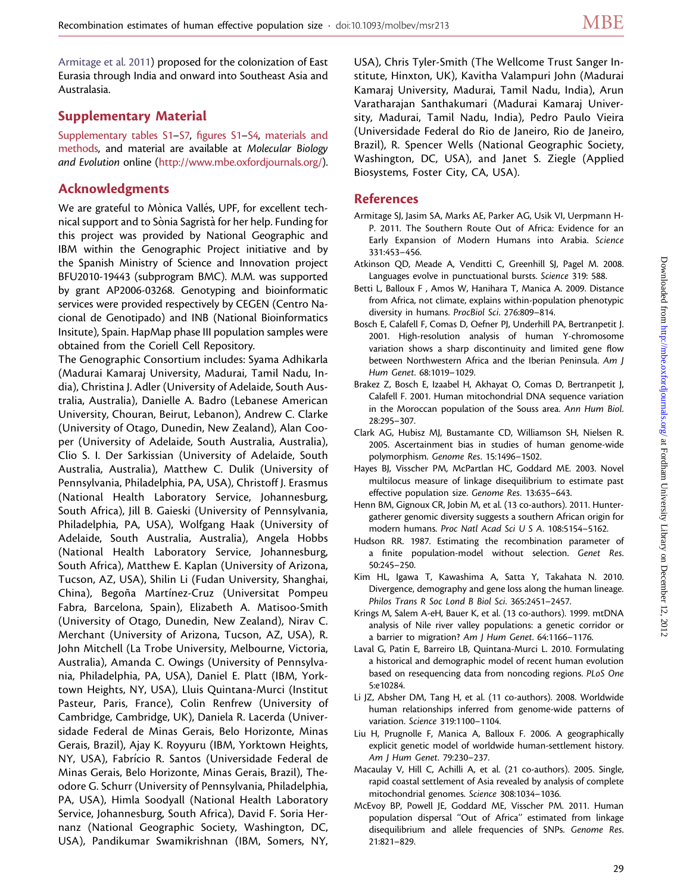Armitage et al. 2011) proposed for the colonization of East Eurasia through India and onward into Southeast Asia and Australasia.

## Supplementary Material

Supplementary tables S1–S7, figures S1–S4, materials and methods, and material are available at *Molecular Biology and Evolution* online (http://www.mbe.oxfordjournals.org/).

## Acknowledgments

We are grateful to Mònica Vallés, UPF, for excellent technical support and to Sònia Sagristà for her help. Funding for this project was provided by National Geographic and IBM within the Genographic Project initiative and by the Spanish Ministry of Science and Innovation project BFU2010-19443 (subprogram BMC). M.M. was supported by grant AP2006-03268. Genotyping and bioinformatic services were provided respectively by CEGEN (Centro Nacional de Genotipado) and INB (National Bioinformatics Insitute), Spain. HapMap phase III population samples were obtained from the Coriell Cell Repository.

The Genographic Consortium includes: Syama Adhikarla (Madurai Kamaraj University, Madurai, Tamil Nadu, India), Christina J. Adler (University of Adelaide, South Australia, Australia), Danielle A. Badro (Lebanese American University, Chouran, Beirut, Lebanon), Andrew C. Clarke (University of Otago, Dunedin, New Zealand), Alan Cooper (University of Adelaide, South Australia, Australia), Clio S. I. Der Sarkissian (University of Adelaide, South Australia, Australia), Matthew C. Dulik (University of Pennsylvania, Philadelphia, PA, USA), Christoff J. Erasmus (National Health Laboratory Service, Johannesburg, South Africa), Jill B. Gaieski (University of Pennsylvania, Philadelphia, PA, USA), Wolfgang Haak (University of Adelaide, South Australia, Australia), Angela Hobbs (National Health Laboratory Service, Johannesburg, South Africa), Matthew E. Kaplan (University of Arizona, Tucson, AZ, USA), Shilin Li (Fudan University, Shanghai, China), Begoña Martínez-Cruz (Universitat Pompeu Fabra, Barcelona, Spain), Elizabeth A. Matisoo-Smith (University of Otago, Dunedin, New Zealand), Nirav C. Merchant (University of Arizona, Tucson, AZ, USA), R. John Mitchell (La Trobe University, Melbourne, Victoria, Australia), Amanda C. Owings (University of Pennsylvania, Philadelphia, PA, USA), Daniel E. Platt (IBM, Yorktown Heights, NY, USA), Lluis Quintana-Murci (Institut Pasteur, Paris, France), Colin Renfrew (University of Cambridge, Cambridge, UK), Daniela R. Lacerda (Universidade Federal de Minas Gerais, Belo Horizonte, Minas Gerais, Brazil), Ajay K. Royyuru (IBM, Yorktown Heights, NY, USA), Fabrício R. Santos (Universidade Federal de Minas Gerais, Belo Horizonte, Minas Gerais, Brazil), Theodore G. Schurr (University of Pennsylvania, Philadelphia, PA, USA), Himla Soodyall (National Health Laboratory Service, Johannesburg, South Africa), David F. Soria Hernanz (National Geographic Society, Washington, DC, USA), Pandikumar Swamikrishnan (IBM, Somers, NY, USA), Chris Tyler-Smith (The Wellcome Trust Sanger Institute, Hinxton, UK), Kavitha Valampuri John (Madurai Kamaraj University, Madurai, Tamil Nadu, India), Arun Varatharajan Santhakumari (Madurai Kamaraj University, Madurai, Tamil Nadu, India), Pedro Paulo Vieira (Universidade Federal do Rio de Janeiro, Rio de Janeiro, Brazil), R. Spencer Wells (National Geographic Society, Washington, DC, USA), and Janet S. Ziegle (Applied Biosystems, Foster City, CA, USA).

## References

Armitage SJ, Jasim SA, Marks AE, Parker AG, Usik VI, Uerpmann H-P. 2011. The Southern Route Out of Africa: Evidence for an Early Expansion of Modern Humans into Arabia. *Science* 331:453–456.

Atkinson QD, Meade A, Venditti C, Greenhill SJ, Pagel M. 2008. Languages evolve in punctuational bursts. *Science* 319: 588.

Betti L, Balloux F , Amos W, Hanihara T, Manica A. 2009. Distance from Africa, not climate, explains within-population phenotypic diversity in humans. *ProcBiol Sci*. 276:809–814.

Bosch E, Calafell F, Comas D, Oefner PJ, Underhill PA, Bertranpetit J. 2001. High-resolution analysis of human Y-chromosome variation shows a sharp discontinuity and limited gene flow between Northwestern Africa and the Iberian Peninsula. *Am J Hum Genet*. 68:1019–1029.

Brakez Z, Bosch E, Izaabel H, Akhayat O, Comas D, Bertranpetit J, Calafell F. 2001. Human mitochondrial DNA sequence variation in the Moroccan population of the Souss area. *Ann Hum Biol*. 28:295–307.

Clark AG, Hubisz MJ, Bustamante CD, Williamson SH, Nielsen R. 2005. Ascertainment bias in studies of human genome-wide polymorphism. *Genome Res*. 15:1496–1502.

Hayes BJ, Visscher PM, McPartlan HC, Goddard ME. 2003. Novel multilocus measure of linkage disequilibrium to estimate past effective population size. *Genome Res*. 13:635–643.

Henn BM, Gignoux CR, Jobin M, et al. (13 co-authors). 2011. Hunter-gatherer genomic diversity suggests a southern African origin for modern humans. *Proc Natl Acad Sci U S A*. 108:5154–5162.

Hudson RR. 1987. Estimating the recombination parameter of a finite population-model without selection. *Genet Res*. 50:245–250.

Kim HL, Igawa T, Kawashima A, Satta Y, Takahata N. 2010. Divergence, demography and gene loss along the human lineage. *Philos Trans R Soc Lond B Biol Sci*. 365:2451–2457.

Krings M, Salem A-eH, Bauer K, et al. (13 co-authors). 1999. mtDNA analysis of Nile river valley populations: a genetic corridor or a barrier to migration? *Am J Hum Genet*. 64:1166–1176.

Laval G, Patin E, Barreiro LB, Quintana-Murci L. 2010. Formulating a historical and demographic model of recent human evolution based on resequencing data from noncoding regions. *PLoS One* 5:e10284.

Li JZ, Absher DM, Tang H, et al. (11 co-authors). 2008. Worldwide human relationships inferred from genome-wide patterns of variation. *Science* 319:1100–1104.

Liu H, Prugnolle F, Manica A, Balloux F. 2006. A geographically explicit genetic model of worldwide human-settlement history. *Am J Hum Genet*. 79:230–237.

Macaulay V, Hill C, Achilli A, et al. (21 co-authors). 2005. Single, rapid coastal settlement of Asia revealed by analysis of complete mitochondrial genomes. *Science* 308:1034–1036.

McEvoy BP, Powell JE, Goddard ME, Visscher PM. 2011. Human population dispersal "Out of Africa" estimated from linkage disequilibrium and allele frequencies of SNPs. *Genome Res*. 21:821–829.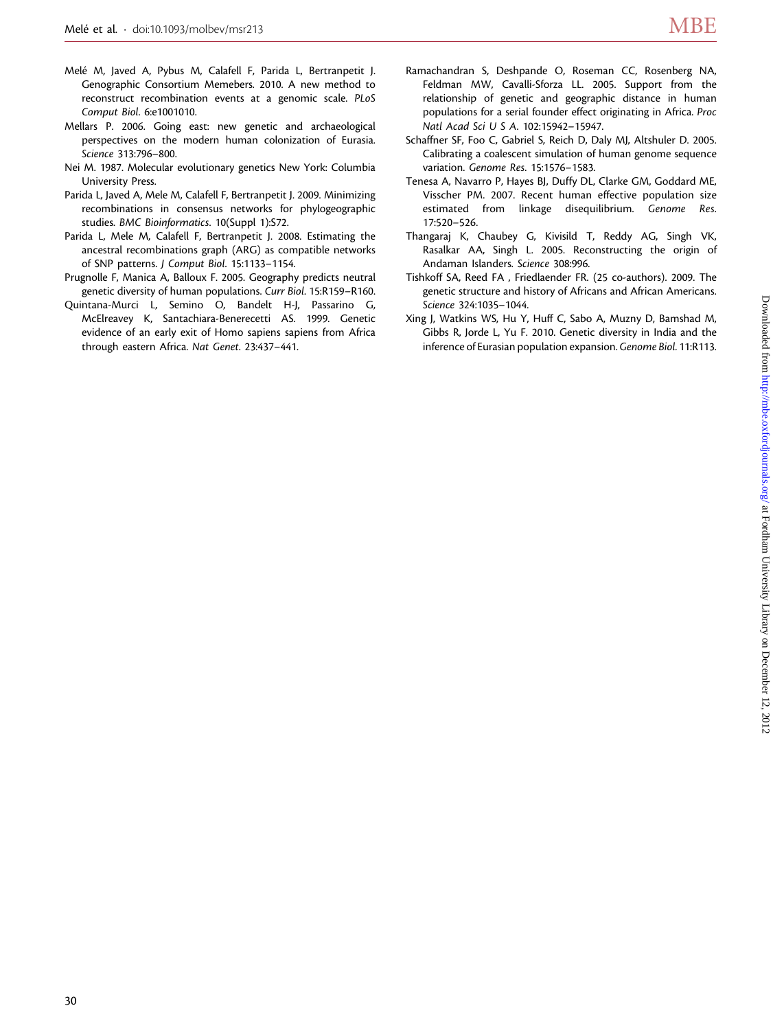Melé M, Javed A, Pybus M, Calafell F, Parida L, Bertranpetit J. Genographic Consortium Memebers. 2010. A new method to reconstruct recombination events at a genomic scale. *PLoS Comput Biol*. 6:e1001010.

Mellars P. 2006. Going east: new genetic and archaeological perspectives on the modern human colonization of Eurasia. *Science* 313:796–800.

Nei M. 1987. Molecular evolutionary genetics New York: Columbia University Press.

Parida L, Javed A, Mele M, Calafell F, Bertranpetit J. 2009. Minimizing recombinations in consensus networks for phylogeographic studies. *BMC Bioinformatics*. 10(Suppl 1):S72.

Parida L, Mele M, Calafell F, Bertranpetit J. 2008. Estimating the ancestral recombinations graph (ARG) as compatible networks of SNP patterns. *J Comput Biol*. 15:1133–1154.

Prugnolle F, Manica A, Balloux F. 2005. Geography predicts neutral genetic diversity of human populations. *Curr Biol*. 15:R159–R160.

Quintana-Murci L, Semino O, Bandelt H-J, Passarino G, McElreavey K, Santachiara-Benerecetti AS. 1999. Genetic evidence of an early exit of Homo sapiens sapiens from Africa through eastern Africa. *Nat Genet*. 23:437–441.

Ramachandran S, Deshpande O, Roseman CC, Rosenberg NA, Feldman MW, Cavalli-Sforza LL. 2005. Support from the relationship of genetic and geographic distance in human populations for a serial founder effect originating in Africa. *Proc Natl Acad Sci U S A*. 102:15942–15947.

Schaffner SF, Foo C, Gabriel S, Reich D, Daly MJ, Altshuler D. 2005. Calibrating a coalescent simulation of human genome sequence variation. *Genome Res*. 15:1576–1583.

Tenesa A, Navarro P, Hayes BJ, Duffy DL, Clarke GM, Goddard ME, Visscher PM. 2007. Recent human effective population size estimated from linkage disequilibrium. *Genome Res*. 17:520–526.

Thangaraj K, Chaubey G, Kivisild T, Reddy AG, Singh VK, Rasalkar AA, Singh L. 2005. Reconstructing the origin of Andaman Islanders. *Science* 308:996.

Tishkoff SA, Reed FA , Friedlaender FR. (25 co-authors). 2009. The genetic structure and history of Africans and African Americans. *Science* 324:1035–1044.

Xing J, Watkins WS, Hu Y, Huff C, Sabo A, Muzny D, Bamshad M, Gibbs R, Jorde L, Yu F. 2010. Genetic diversity in India and the inference of Eurasian population expansion. *Genome Biol*. 11:R113.